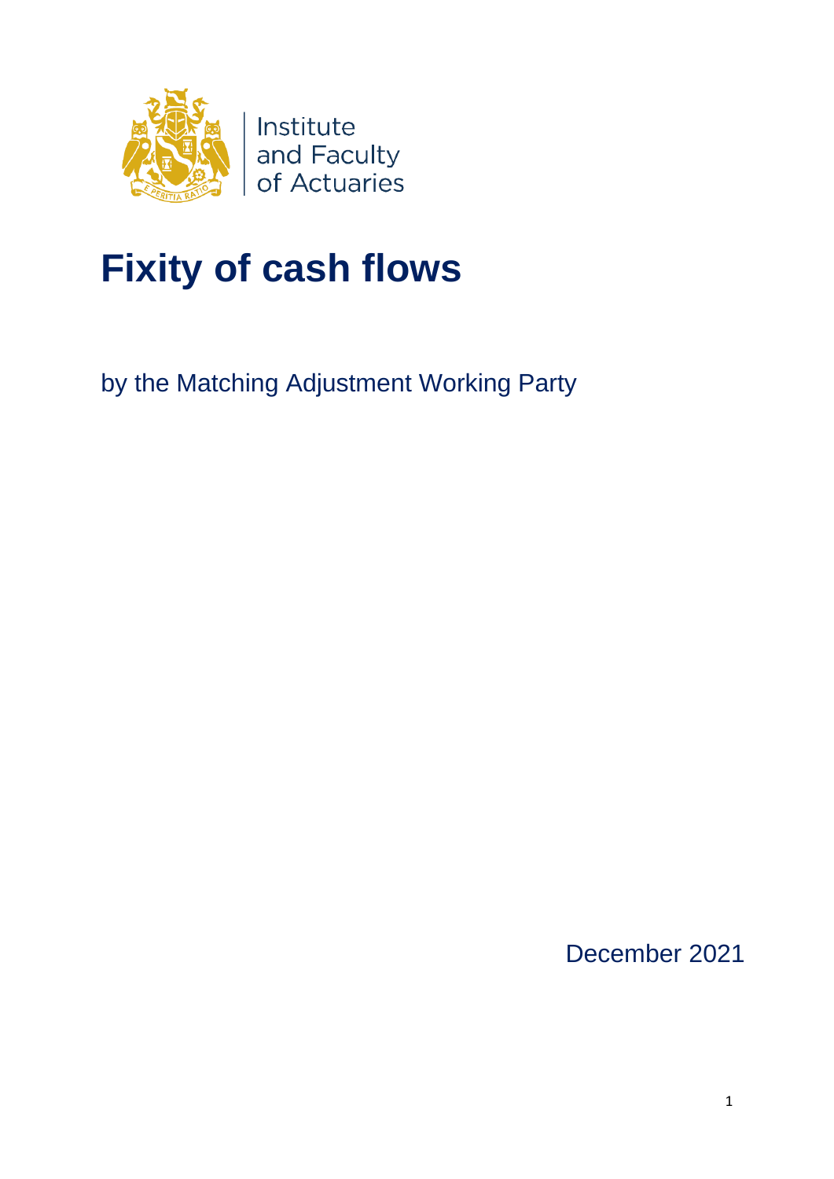Institute and Faculty of Actuaries

# Fixity of cash flows

by the Matching Adjustment Working Party

December 2021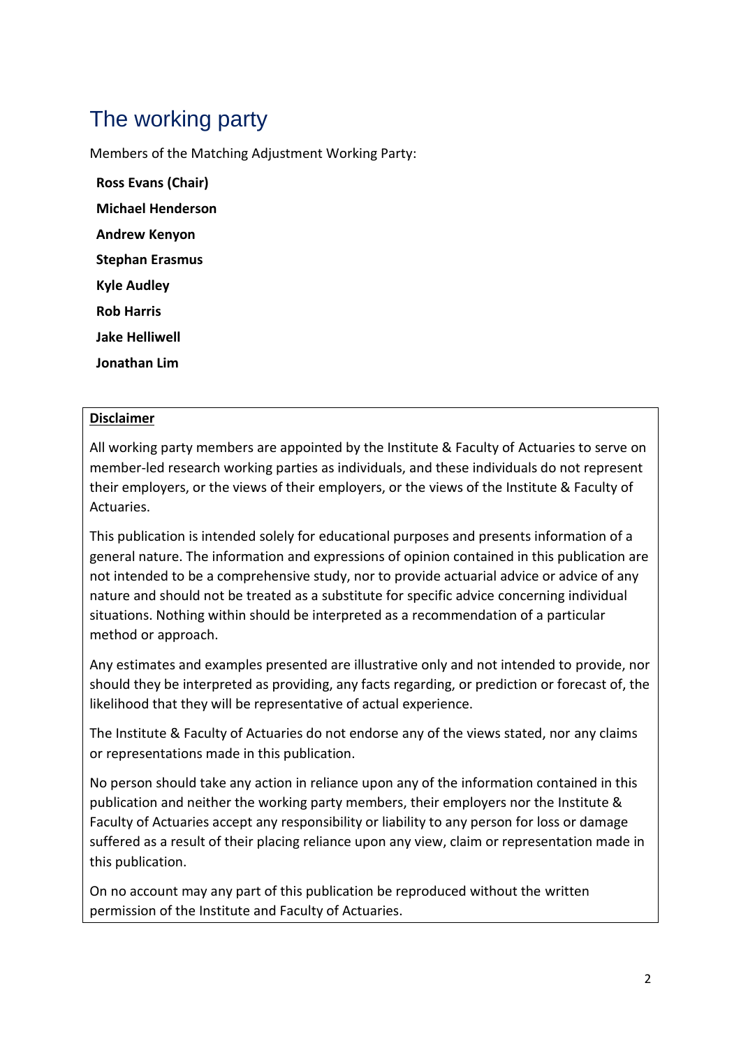# The working party

Members of the Matching Adjustment Working Party:

**Ross Evans (Chair)**

**Michael Henderson**

**Andrew Kenyon**

**Stephan Erasmus**

**Kyle Audley**

**Rob Harris**

**Jake Helliwell**

**Jonathan Lim**

**Disclaimer**

All working party members are appointed by the Institute & Faculty of Actuaries to serve on member-led research working parties as individuals, and these individuals do not represent their employers, or the views of their employers, or the views of the Institute & Faculty of Actuaries.

This publication is intended solely for educational purposes and presents information of a general nature. The information and expressions of opinion contained in this publication are not intended to be a comprehensive study, nor to provide actuarial advice or advice of any nature and should not be treated as a substitute for specific advice concerning individual situations. Nothing within should be interpreted as a recommendation of a particular method or approach.

Any estimates and examples presented are illustrative only and not intended to provide, nor should they be interpreted as providing, any facts regarding, or prediction or forecast of, the likelihood that they will be representative of actual experience.

The Institute & Faculty of Actuaries do not endorse any of the views stated, nor any claims or representations made in this publication.

No person should take any action in reliance upon any of the information contained in this publication and neither the working party members, their employers nor the Institute & Faculty of Actuaries accept any responsibility or liability to any person for loss or damage suffered as a result of their placing reliance upon any view, claim or representation made in this publication.

On no account may any part of this publication be reproduced without the written permission of the Institute and Faculty of Actuaries.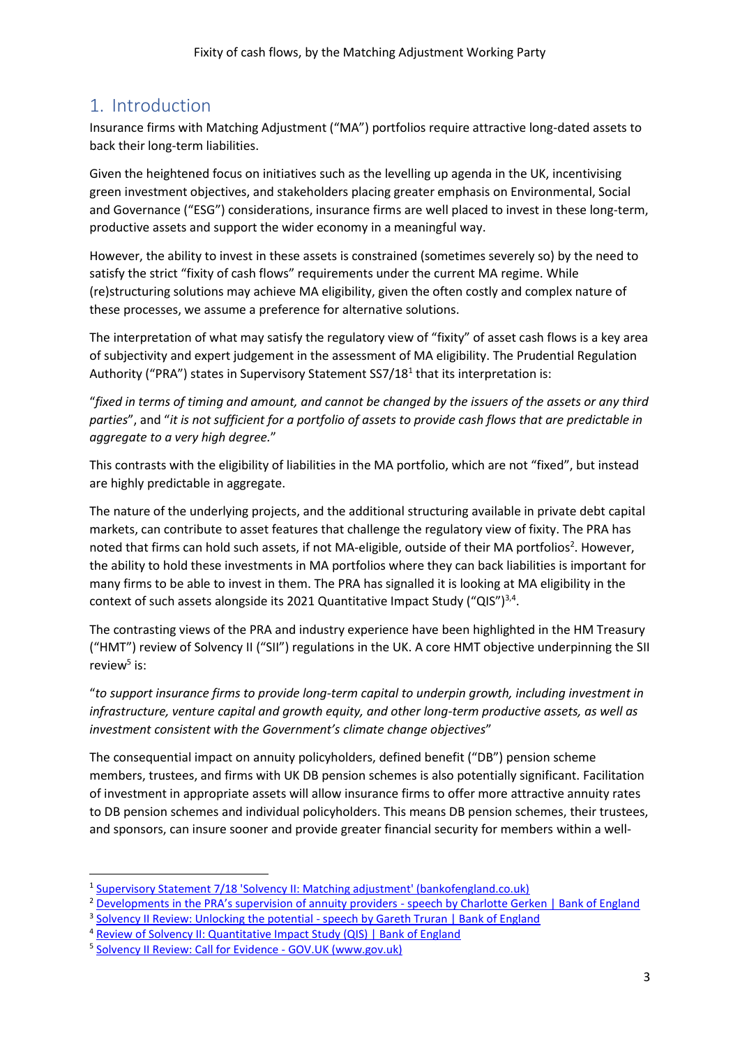## 1. Introduction

Insurance firms with Matching Adjustment ("MA") portfolios require attractive long-dated assets to back their long-term liabilities.

Given the heightened focus on initiatives such as the levelling up agenda in the UK, incentivising green investment objectives, and stakeholders placing greater emphasis on Environmental, Social and Governance ("ESG") considerations, insurance firms are well placed to invest in these long-term, productive assets and support the wider economy in a meaningful way.

However, the ability to invest in these assets is constrained (sometimes severely so) by the need to satisfy the strict "fixity of cash flows" requirements under the current MA regime. While (re)structuring solutions may achieve MA eligibility, given the often costly and complex nature of these processes, we assume a preference for alternative solutions.

The interpretation of what may satisfy the regulatory view of "fixity" of asset cash flows is a key area of subjectivity and expert judgement in the assessment of MA eligibility. The Prudential Regulation Authority ("PRA") states in Supervisory Statement SS7/18[1] that its interpretation is:

"*fixed in terms of timing and amount, and cannot be changed by the issuers of the assets or any third parties*", and "*it is not sufficient for a portfolio of assets to provide cash flows that are predictable in aggregate to a very high degree.*"

This contrasts with the eligibility of liabilities in the MA portfolio, which are not "fixed", but instead are highly predictable in aggregate.

The nature of the underlying projects, and the additional structuring available in private debt capital markets, can contribute to asset features that challenge the regulatory view of fixity. The PRA has noted that firms can hold such assets, if not MA-eligible, outside of their MA portfolios[2]. However, the ability to hold these investments in MA portfolios where they can back liabilities is important for many firms to be able to invest in them. The PRA has signalled it is looking at MA eligibility in the context of such assets alongside its 2021 Quantitative Impact Study ("QIS")[3,4].

The contrasting views of the PRA and industry experience have been highlighted in the HM Treasury ("HMT") review of Solvency II ("SII") regulations in the UK. A core HMT objective underpinning the SII review[5] is:

"*to support insurance firms to provide long-term capital to underpin growth, including investment in infrastructure, venture capital and growth equity, and other long-term productive assets, as well as investment consistent with the Government's climate change objectives*"

The consequential impact on annuity policyholders, defined benefit ("DB") pension scheme members, trustees, and firms with UK DB pension schemes is also potentially significant. Facilitation of investment in appropriate assets will allow insurance firms to offer more attractive annuity rates to DB pension schemes and individual policyholders. This means DB pension schemes, their trustees, and sponsors, can insure sooner and provide greater financial security for members within a well-

---

[1] Supervisory Statement 7/18 'Solvency II: Matching adjustment' (bankofengland.co.uk)

[2] Developments in the PRA's supervision of annuity providers - speech by Charlotte Gerken | Bank of England

[3] Solvency II Review: Unlocking the potential - speech by Gareth Truran | Bank of England

[4] Review of Solvency II: Quantitative Impact Study (QIS) | Bank of England

[5] Solvency II Review: Call for Evidence - GOV.UK (www.gov.uk)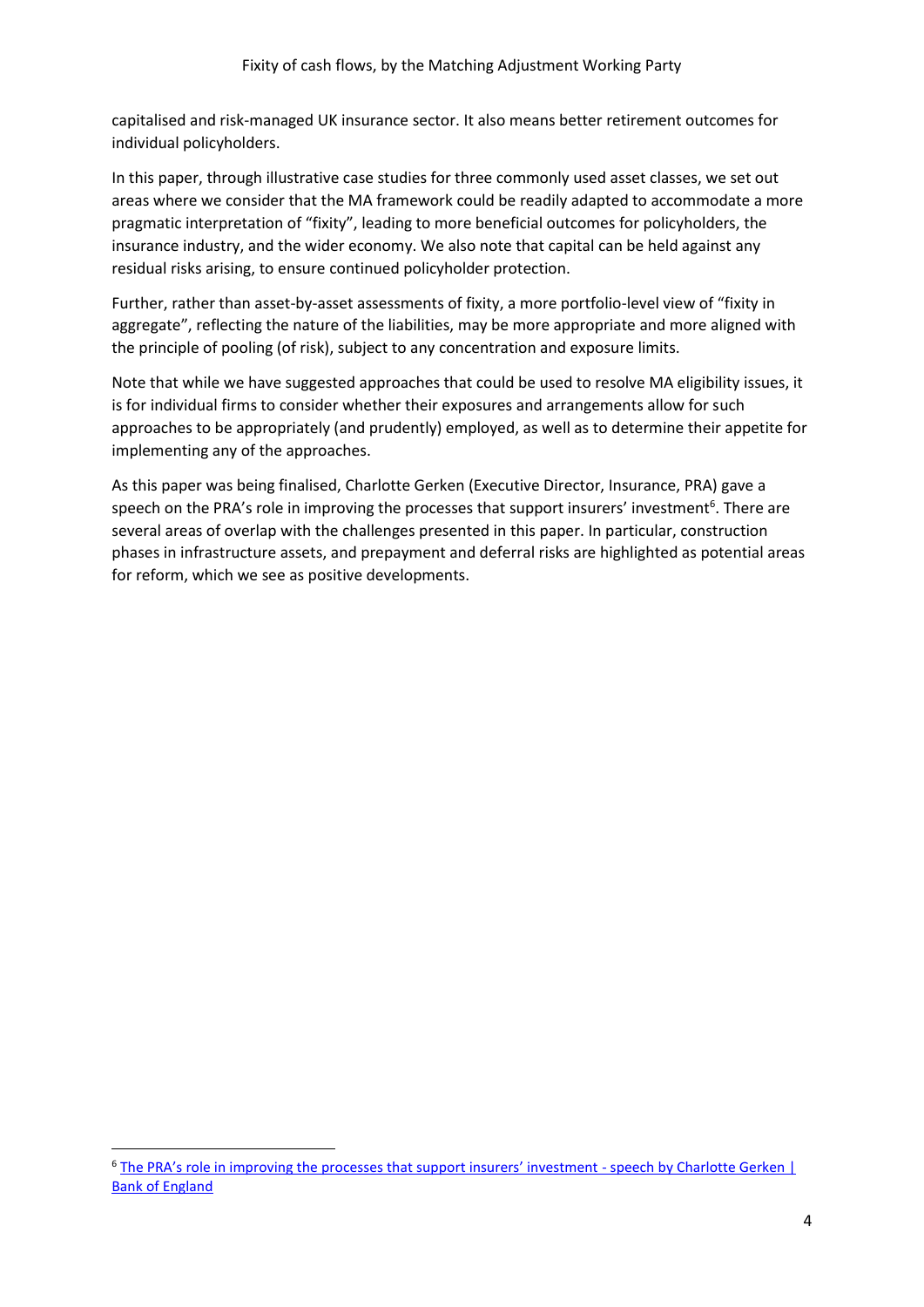capitalised and risk-managed UK insurance sector. It also means better retirement outcomes for individual policyholders.

In this paper, through illustrative case studies for three commonly used asset classes, we set out areas where we consider that the MA framework could be readily adapted to accommodate a more pragmatic interpretation of "fixity", leading to more beneficial outcomes for policyholders, the insurance industry, and the wider economy. We also note that capital can be held against any residual risks arising, to ensure continued policyholder protection.

Further, rather than asset-by-asset assessments of fixity, a more portfolio-level view of "fixity in aggregate", reflecting the nature of the liabilities, may be more appropriate and more aligned with the principle of pooling (of risk), subject to any concentration and exposure limits.

Note that while we have suggested approaches that could be used to resolve MA eligibility issues, it is for individual firms to consider whether their exposures and arrangements allow for such approaches to be appropriately (and prudently) employed, as well as to determine their appetite for implementing any of the approaches.

As this paper was being finalised, Charlotte Gerken (Executive Director, Insurance, PRA) gave a speech on the PRA's role in improving the processes that support insurers' investment[6]. There are several areas of overlap with the challenges presented in this paper. In particular, construction phases in infrastructure assets, and prepayment and deferral risks are highlighted as potential areas for reform, which we see as positive developments.

---

[6] The PRA's role in improving the processes that support insurers' investment - speech by Charlotte Gerken | Bank of England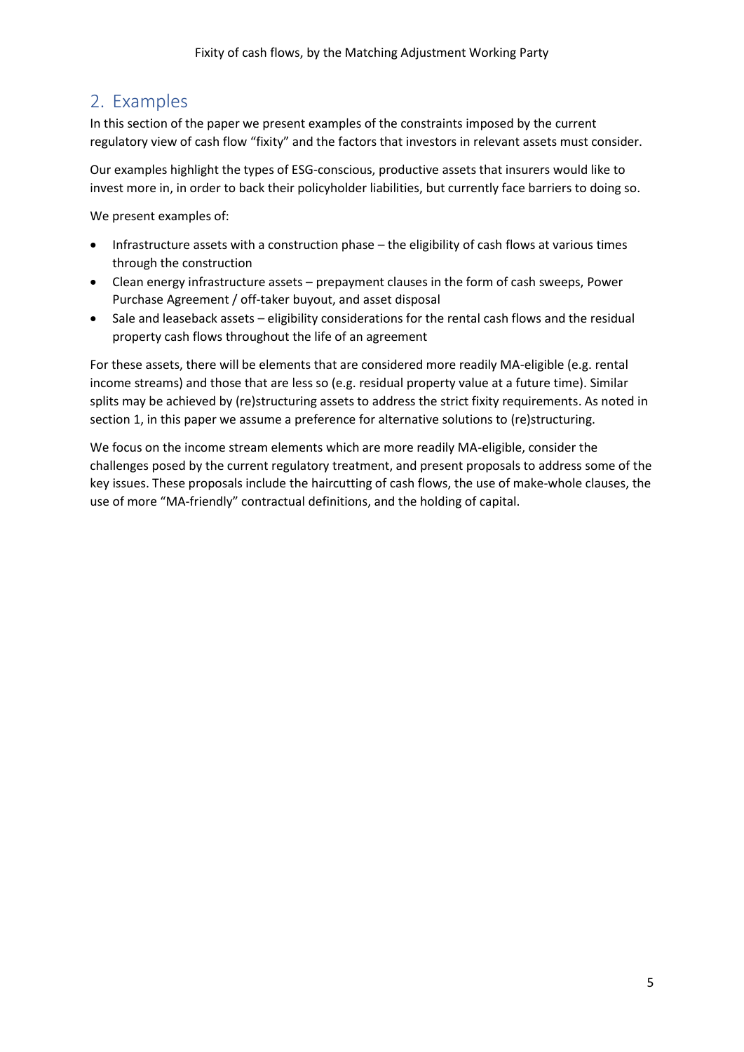## 2. Examples

In this section of the paper we present examples of the constraints imposed by the current regulatory view of cash flow "fixity" and the factors that investors in relevant assets must consider.

Our examples highlight the types of ESG-conscious, productive assets that insurers would like to invest more in, in order to back their policyholder liabilities, but currently face barriers to doing so.

We present examples of:

- Infrastructure assets with a construction phase – the eligibility of cash flows at various times through the construction
- Clean energy infrastructure assets – prepayment clauses in the form of cash sweeps, Power Purchase Agreement / off-taker buyout, and asset disposal
- Sale and leaseback assets – eligibility considerations for the rental cash flows and the residual property cash flows throughout the life of an agreement

For these assets, there will be elements that are considered more readily MA-eligible (e.g. rental income streams) and those that are less so (e.g. residual property value at a future time). Similar splits may be achieved by (re)structuring assets to address the strict fixity requirements. As noted in section 1, in this paper we assume a preference for alternative solutions to (re)structuring.

We focus on the income stream elements which are more readily MA-eligible, consider the challenges posed by the current regulatory treatment, and present proposals to address some of the key issues. These proposals include the haircutting of cash flows, the use of make-whole clauses, the use of more "MA-friendly" contractual definitions, and the holding of capital.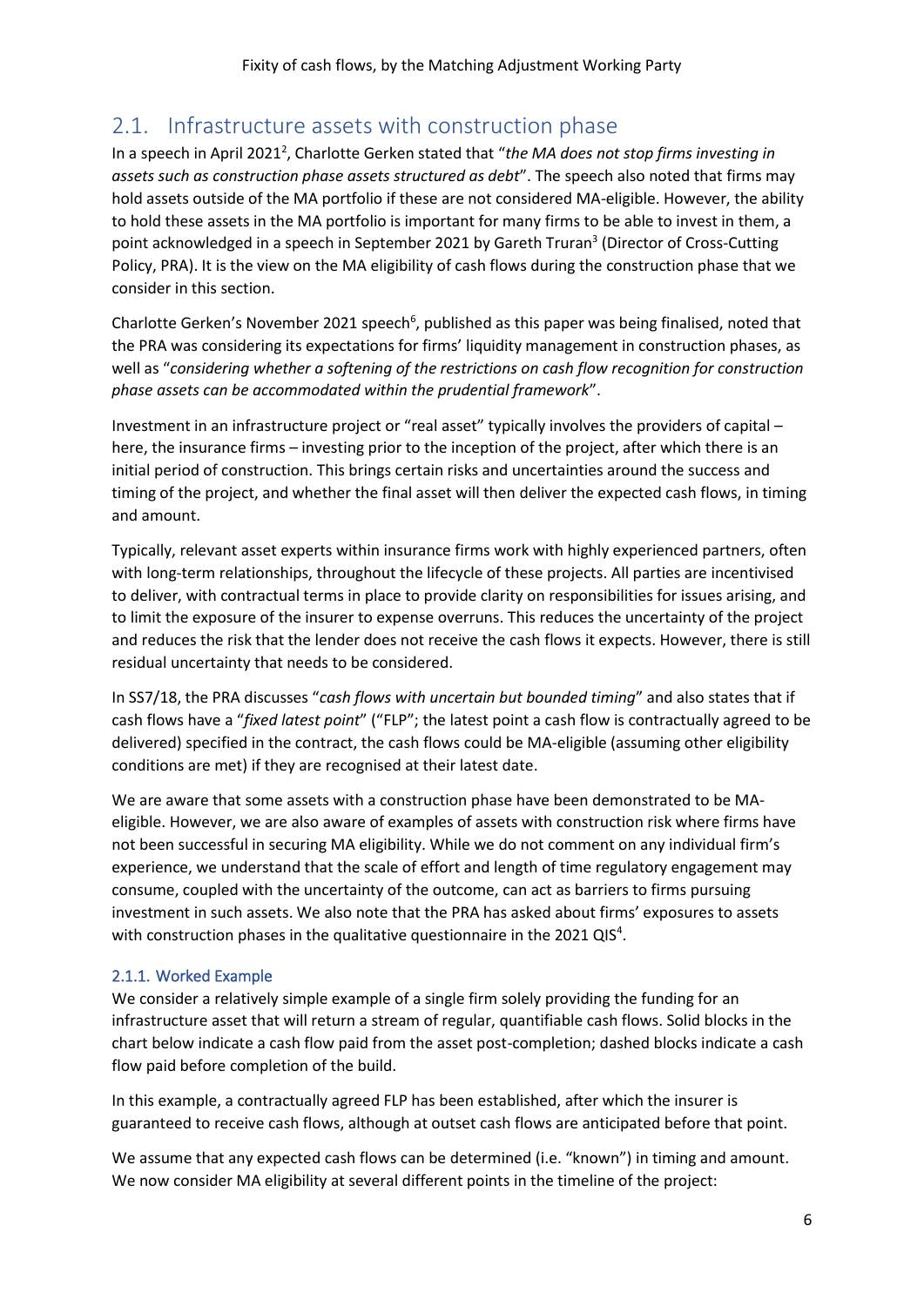## 2.1. Infrastructure assets with construction phase

In a speech in April 2021[2], Charlotte Gerken stated that "*the MA does not stop firms investing in assets such as construction phase assets structured as debt*". The speech also noted that firms may hold assets outside of the MA portfolio if these are not considered MA-eligible. However, the ability to hold these assets in the MA portfolio is important for many firms to be able to invest in them, a point acknowledged in a speech in September 2021 by Gareth Truran[3] (Director of Cross-Cutting Policy, PRA). It is the view on the MA eligibility of cash flows during the construction phase that we consider in this section.

Charlotte Gerken's November 2021 speech[6], published as this paper was being finalised, noted that the PRA was considering its expectations for firms' liquidity management in construction phases, as well as "*considering whether a softening of the restrictions on cash flow recognition for construction phase assets can be accommodated within the prudential framework*".

Investment in an infrastructure project or "real asset" typically involves the providers of capital – here, the insurance firms – investing prior to the inception of the project, after which there is an initial period of construction. This brings certain risks and uncertainties around the success and timing of the project, and whether the final asset will then deliver the expected cash flows, in timing and amount.

Typically, relevant asset experts within insurance firms work with highly experienced partners, often with long-term relationships, throughout the lifecycle of these projects. All parties are incentivised to deliver, with contractual terms in place to provide clarity on responsibilities for issues arising, and to limit the exposure of the insurer to expense overruns. This reduces the uncertainty of the project and reduces the risk that the lender does not receive the cash flows it expects. However, there is still residual uncertainty that needs to be considered.

In SS7/18, the PRA discusses "*cash flows with uncertain but bounded timing*" and also states that if cash flows have a "*fixed latest point*" ("FLP"; the latest point a cash flow is contractually agreed to be delivered) specified in the contract, the cash flows could be MA-eligible (assuming other eligibility conditions are met) if they are recognised at their latest date.

We are aware that some assets with a construction phase have been demonstrated to be MA-eligible. However, we are also aware of examples of assets with construction risk where firms have not been successful in securing MA eligibility. While we do not comment on any individual firm's experience, we understand that the scale of effort and length of time regulatory engagement may consume, coupled with the uncertainty of the outcome, can act as barriers to firms pursuing investment in such assets. We also note that the PRA has asked about firms' exposures to assets with construction phases in the qualitative questionnaire in the 2021 QIS[4].

### 2.1.1. Worked Example

We consider a relatively simple example of a single firm solely providing the funding for an infrastructure asset that will return a stream of regular, quantifiable cash flows. Solid blocks in the chart below indicate a cash flow paid from the asset post-completion; dashed blocks indicate a cash flow paid before completion of the build.

In this example, a contractually agreed FLP has been established, after which the insurer is guaranteed to receive cash flows, although at outset cash flows are anticipated before that point.

We assume that any expected cash flows can be determined (i.e. "known") in timing and amount. We now consider MA eligibility at several different points in the timeline of the project: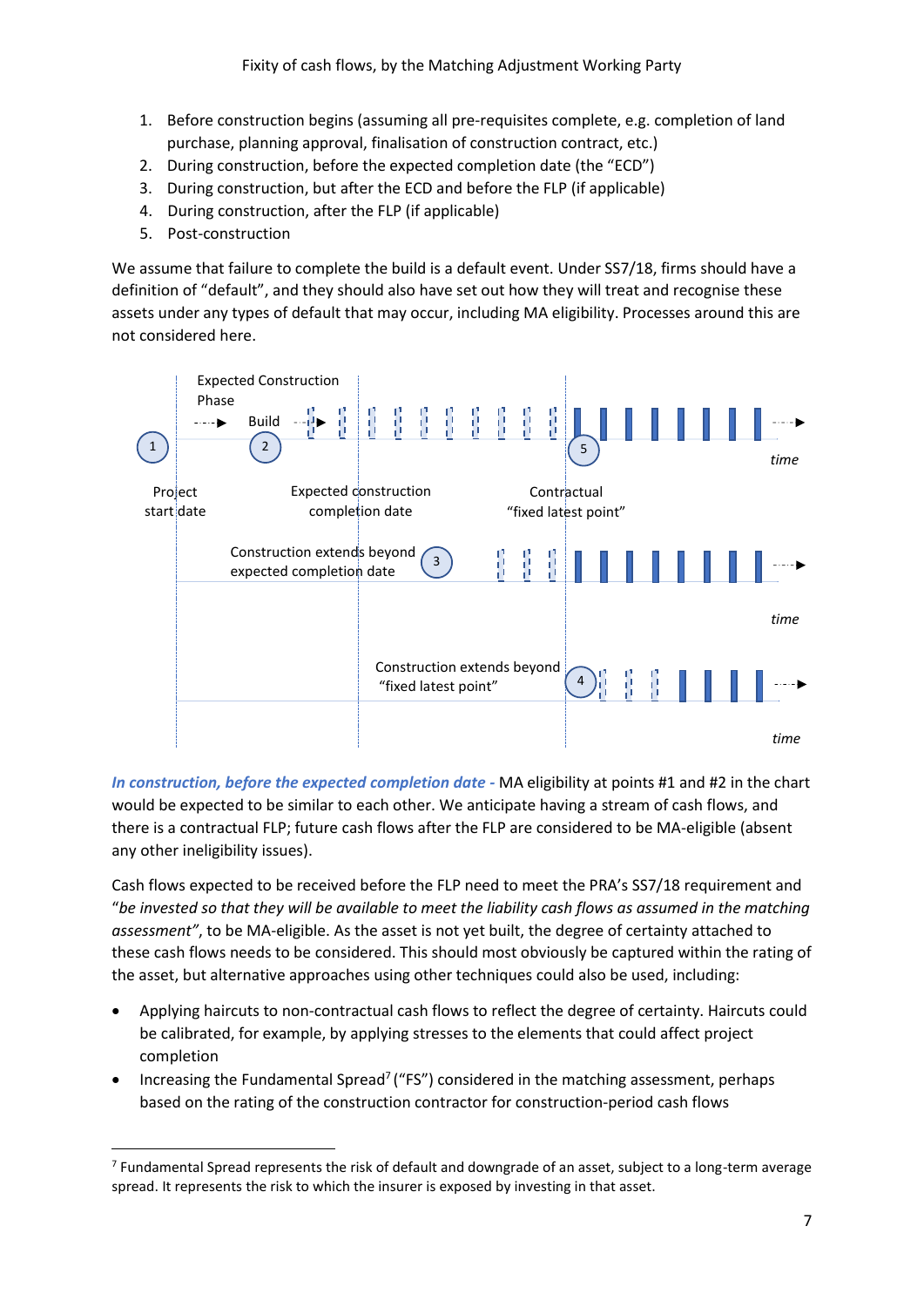1. Before construction begins (assuming all pre-requisites complete, e.g. completion of land purchase, planning approval, finalisation of construction contract, etc.)
2. During construction, before the expected completion date (the "ECD")
3. During construction, but after the ECD and before the FLP (if applicable)
4. During construction, after the FLP (if applicable)
5. Post-construction

We assume that failure to complete the build is a default event. Under SS7/18, firms should have a definition of "default", and they should also have set out how they will treat and recognise these assets under any types of default that may occur, including MA eligibility. Processes around this are not considered here.

Expected Construction Phase

Build

time

Project start date

Expected construction completion date

Contractual "fixed latest point"

Construction extends beyond expected completion date

time

Construction extends beyond "fixed latest point"

time

***In construction, before the expected completion date*** - MA eligibility at points #1 and #2 in the chart would be expected to be similar to each other. We anticipate having a stream of cash flows, and there is a contractual FLP; future cash flows after the FLP are considered to be MA-eligible (absent any other ineligibility issues).

Cash flows expected to be received before the FLP need to meet the PRA's SS7/18 requirement and "*be invested so that they will be available to meet the liability cash flows as assumed in the matching assessment*", to be MA-eligible. As the asset is not yet built, the degree of certainty attached to these cash flows needs to be considered. This should most obviously be captured within the rating of the asset, but alternative approaches using other techniques could also be used, including:

- Applying haircuts to non-contractual cash flows to reflect the degree of certainty. Haircuts could be calibrated, for example, by applying stresses to the elements that could affect project completion
- Increasing the Fundamental Spread[7] ("FS") considered in the matching assessment, perhaps based on the rating of the construction contractor for construction-period cash flows

[7] Fundamental Spread represents the risk of default and downgrade of an asset, subject to a long-term average spread. It represents the risk to which the insurer is exposed by investing in that asset.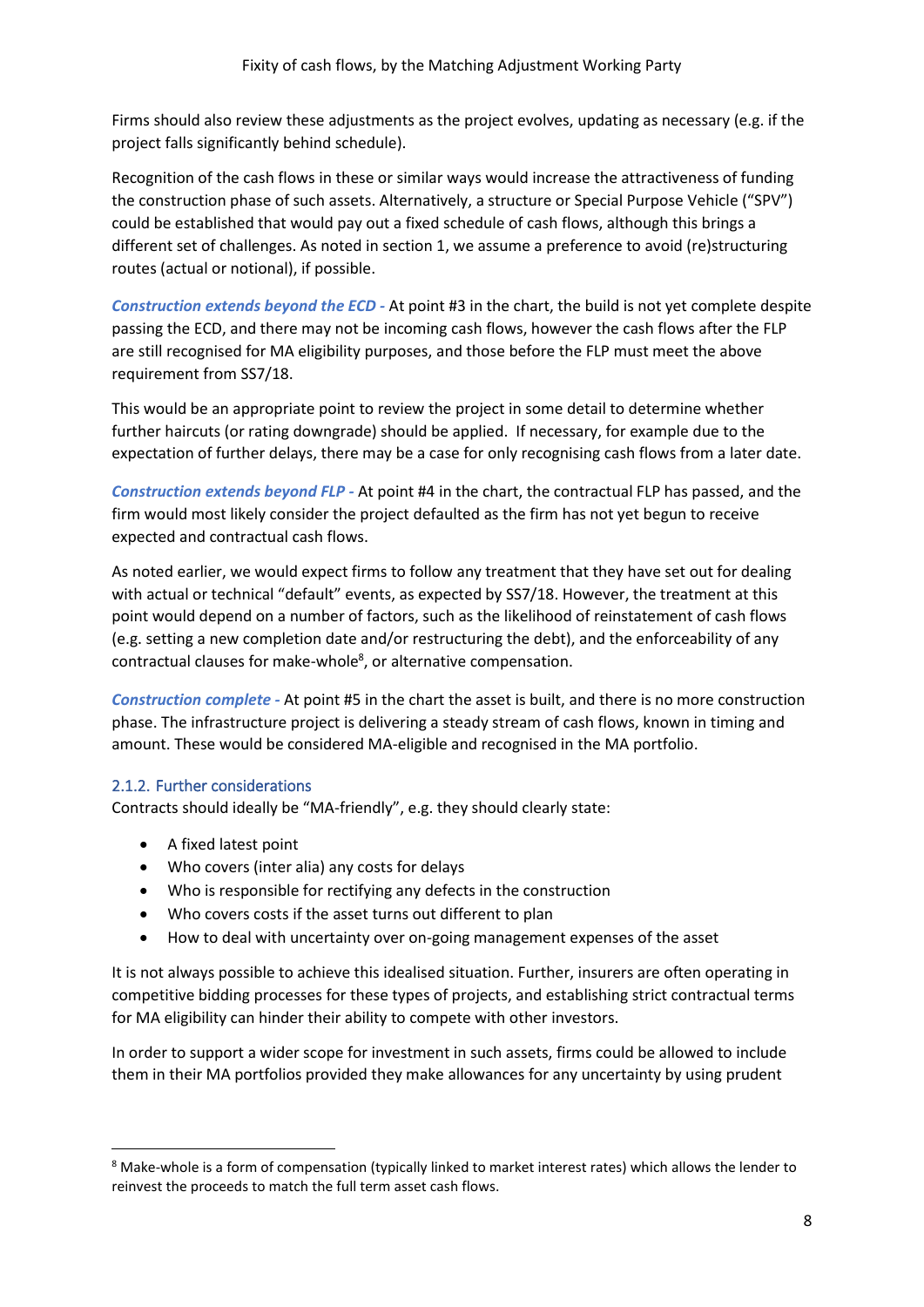Firms should also review these adjustments as the project evolves, updating as necessary (e.g. if the project falls significantly behind schedule).

Recognition of the cash flows in these or similar ways would increase the attractiveness of funding the construction phase of such assets. Alternatively, a structure or Special Purpose Vehicle ("SPV") could be established that would pay out a fixed schedule of cash flows, although this brings a different set of challenges. As noted in section 1, we assume a preference to avoid (re)structuring routes (actual or notional), if possible.

***Construction extends beyond the ECD -*** At point #3 in the chart, the build is not yet complete despite passing the ECD, and there may not be incoming cash flows, however the cash flows after the FLP are still recognised for MA eligibility purposes, and those before the FLP must meet the above requirement from SS7/18.

This would be an appropriate point to review the project in some detail to determine whether further haircuts (or rating downgrade) should be applied. If necessary, for example due to the expectation of further delays, there may be a case for only recognising cash flows from a later date.

***Construction extends beyond FLP -*** At point #4 in the chart, the contractual FLP has passed, and the firm would most likely consider the project defaulted as the firm has not yet begun to receive expected and contractual cash flows.

As noted earlier, we would expect firms to follow any treatment that they have set out for dealing with actual or technical "default" events, as expected by SS7/18. However, the treatment at this point would depend on a number of factors, such as the likelihood of reinstatement of cash flows (e.g. setting a new completion date and/or restructuring the debt), and the enforceability of any contractual clauses for make-whole[8], or alternative compensation.

***Construction complete -*** At point #5 in the chart the asset is built, and there is no more construction phase. The infrastructure project is delivering a steady stream of cash flows, known in timing and amount. These would be considered MA-eligible and recognised in the MA portfolio.

### 2.1.2. Further considerations

Contracts should ideally be "MA-friendly", e.g. they should clearly state:

- A fixed latest point
- Who covers (inter alia) any costs for delays
- Who is responsible for rectifying any defects in the construction
- Who covers costs if the asset turns out different to plan
- How to deal with uncertainty over on-going management expenses of the asset

It is not always possible to achieve this idealised situation. Further, insurers are often operating in competitive bidding processes for these types of projects, and establishing strict contractual terms for MA eligibility can hinder their ability to compete with other investors.

In order to support a wider scope for investment in such assets, firms could be allowed to include them in their MA portfolios provided they make allowances for any uncertainty by using prudent

[8] Make-whole is a form of compensation (typically linked to market interest rates) which allows the lender to reinvest the proceeds to match the full term asset cash flows.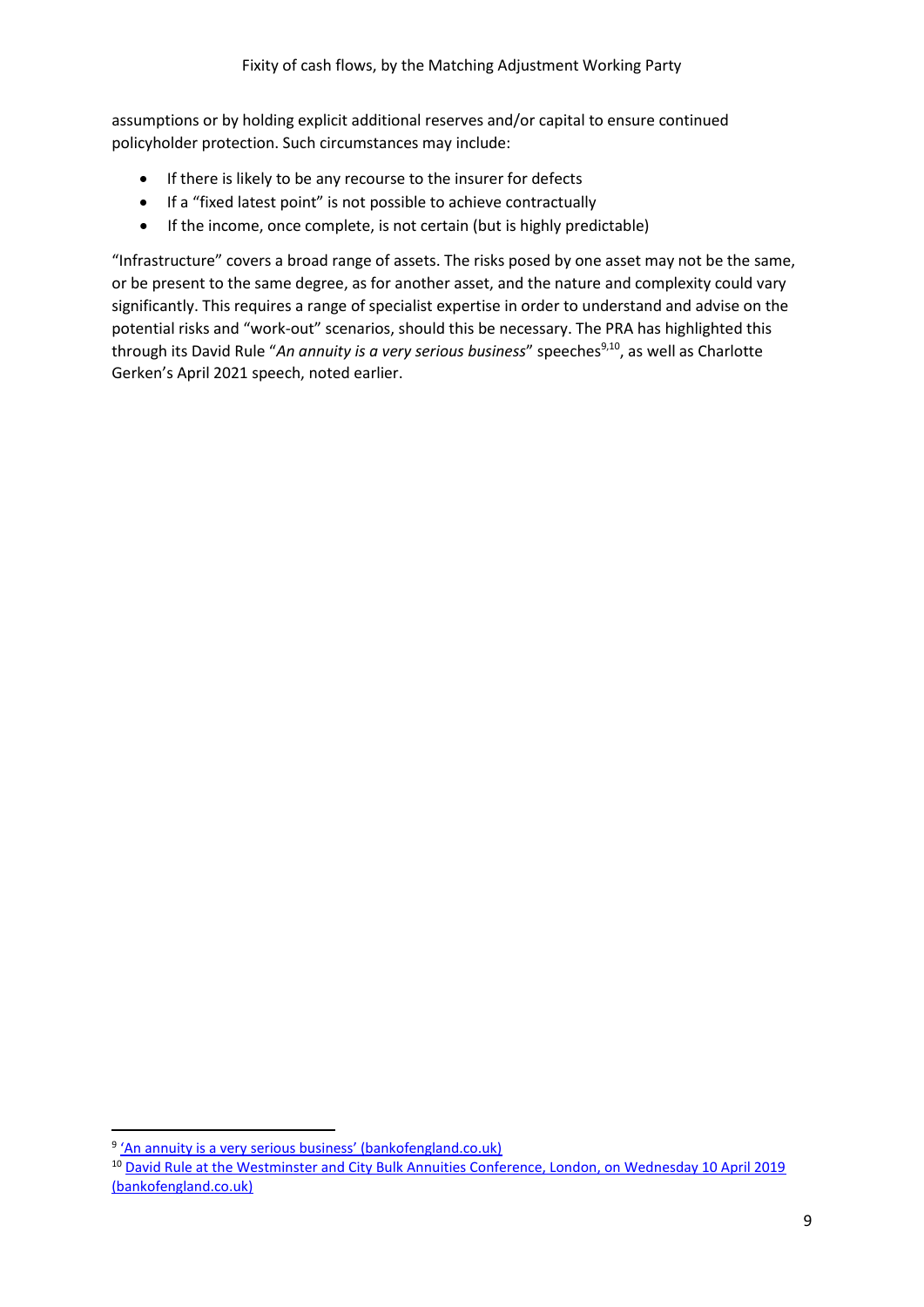assumptions or by holding explicit additional reserves and/or capital to ensure continued policyholder protection. Such circumstances may include:

- If there is likely to be any recourse to the insurer for defects
- If a "fixed latest point" is not possible to achieve contractually
- If the income, once complete, is not certain (but is highly predictable)

"Infrastructure" covers a broad range of assets. The risks posed by one asset may not be the same, or be present to the same degree, as for another asset, and the nature and complexity could vary significantly. This requires a range of specialist expertise in order to understand and advise on the potential risks and "work-out" scenarios, should this be necessary. The PRA has highlighted this through its David Rule "*An annuity is a very serious business*" speeches[9,10], as well as Charlotte Gerken's April 2021 speech, noted earlier.

[9] 'An annuity is a very serious business' (bankofengland.co.uk)

[10] David Rule at the Westminster and City Bulk Annuities Conference, London, on Wednesday 10 April 2019 (bankofengland.co.uk)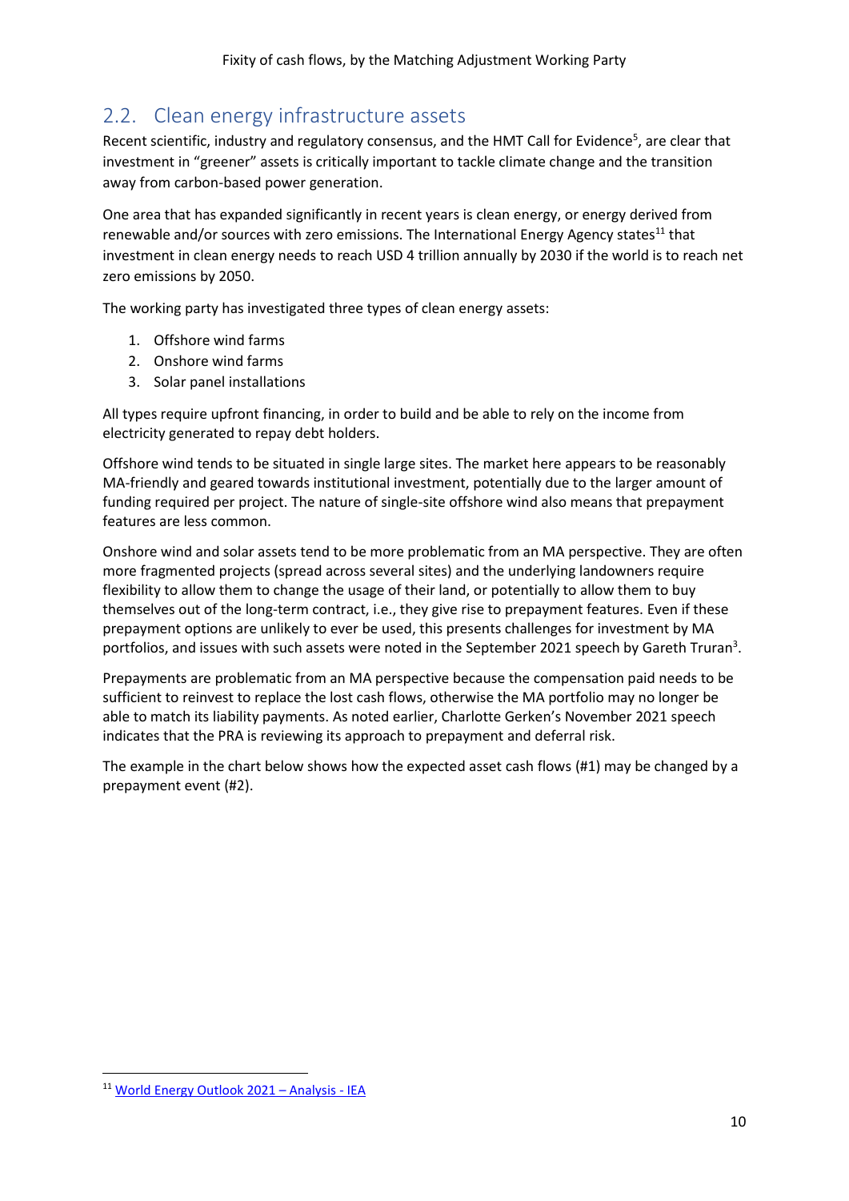## 2.2. Clean energy infrastructure assets

Recent scientific, industry and regulatory consensus, and the HMT Call for Evidence[5], are clear that investment in "greener" assets is critically important to tackle climate change and the transition away from carbon-based power generation.

One area that has expanded significantly in recent years is clean energy, or energy derived from renewable and/or sources with zero emissions. The International Energy Agency states[11] that investment in clean energy needs to reach USD 4 trillion annually by 2030 if the world is to reach net zero emissions by 2050.

The working party has investigated three types of clean energy assets:

1. Offshore wind farms
2. Onshore wind farms
3. Solar panel installations

All types require upfront financing, in order to build and be able to rely on the income from electricity generated to repay debt holders.

Offshore wind tends to be situated in single large sites. The market here appears to be reasonably MA-friendly and geared towards institutional investment, potentially due to the larger amount of funding required per project. The nature of single-site offshore wind also means that prepayment features are less common.

Onshore wind and solar assets tend to be more problematic from an MA perspective. They are often more fragmented projects (spread across several sites) and the underlying landowners require flexibility to allow them to change the usage of their land, or potentially to allow them to buy themselves out of the long-term contract, i.e., they give rise to prepayment features. Even if these prepayment options are unlikely to ever be used, this presents challenges for investment by MA portfolios, and issues with such assets were noted in the September 2021 speech by Gareth Truran[3].

Prepayments are problematic from an MA perspective because the compensation paid needs to be sufficient to reinvest to replace the lost cash flows, otherwise the MA portfolio may no longer be able to match its liability payments. As noted earlier, Charlotte Gerken's November 2021 speech indicates that the PRA is reviewing its approach to prepayment and deferral risk.

The example in the chart below shows how the expected asset cash flows (#1) may be changed by a prepayment event (#2).

---

[11] World Energy Outlook 2021 – Analysis - IEA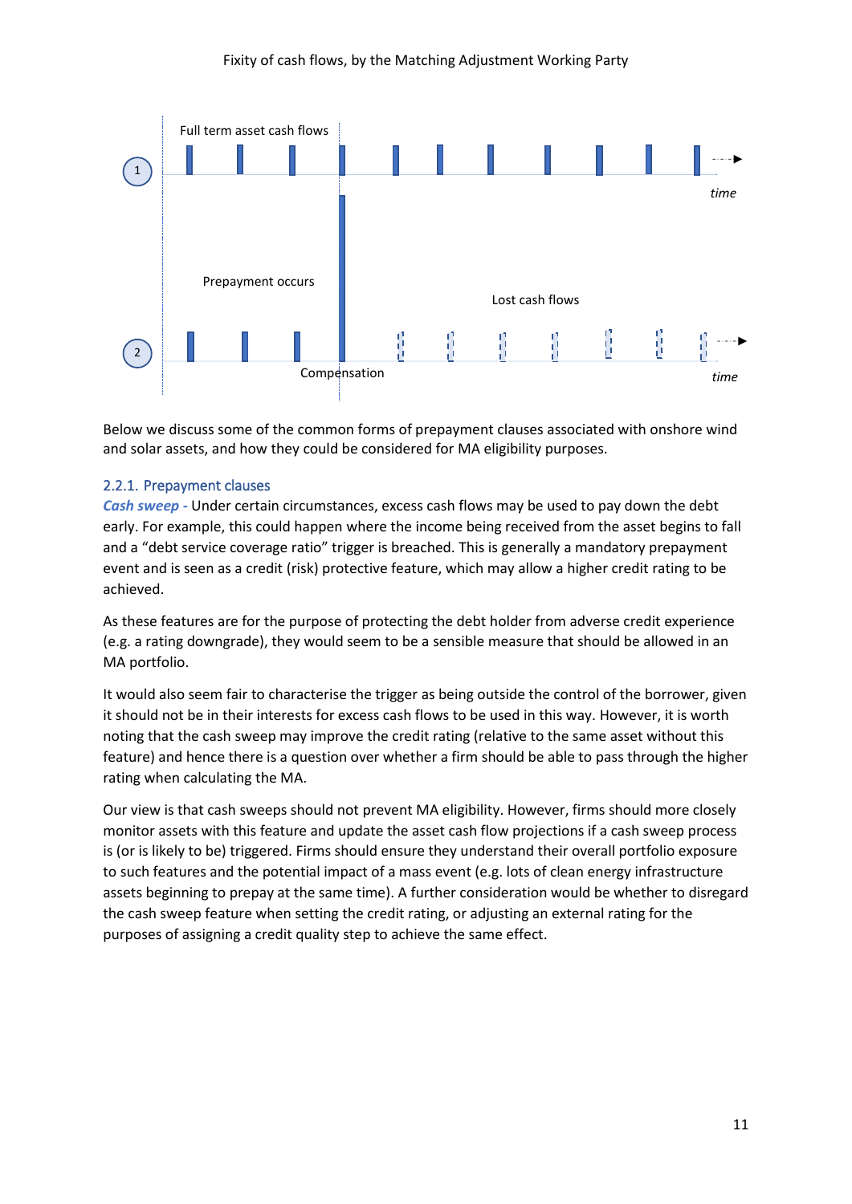Full term asset cash flows

Prepayment occurs

Lost cash flows

Compensation

Below we discuss some of the common forms of prepayment clauses associated with onshore wind and solar assets, and how they could be considered for MA eligibility purposes.

### 2.2.1. Prepayment clauses

***Cash sweep -*** Under certain circumstances, excess cash flows may be used to pay down the debt early. For example, this could happen where the income being received from the asset begins to fall and a "debt service coverage ratio" trigger is breached. This is generally a mandatory prepayment event and is seen as a credit (risk) protective feature, which may allow a higher credit rating to be achieved.

As these features are for the purpose of protecting the debt holder from adverse credit experience (e.g. a rating downgrade), they would seem to be a sensible measure that should be allowed in an MA portfolio.

It would also seem fair to characterise the trigger as being outside the control of the borrower, given it should not be in their interests for excess cash flows to be used in this way. However, it is worth noting that the cash sweep may improve the credit rating (relative to the same asset without this feature) and hence there is a question over whether a firm should be able to pass through the higher rating when calculating the MA.

Our view is that cash sweeps should not prevent MA eligibility. However, firms should more closely monitor assets with this feature and update the asset cash flow projections if a cash sweep process is (or is likely to be) triggered. Firms should ensure they understand their overall portfolio exposure to such features and the potential impact of a mass event (e.g. lots of clean energy infrastructure assets beginning to prepay at the same time). A further consideration would be whether to disregard the cash sweep feature when setting the credit rating, or adjusting an external rating for the purposes of assigning a credit quality step to achieve the same effect.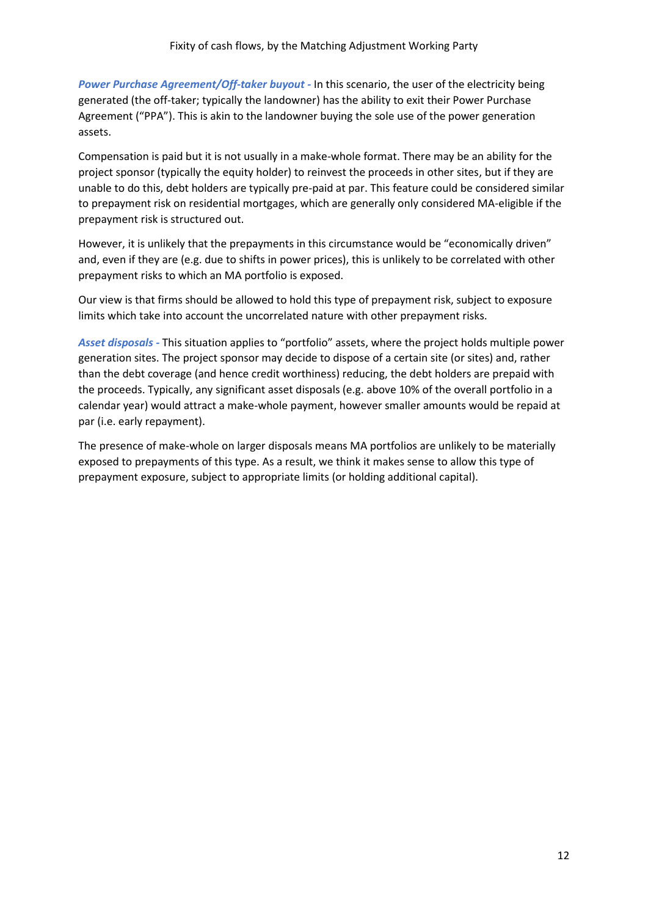***Power Purchase Agreement/Off-taker buyout -*** In this scenario, the user of the electricity being generated (the off-taker; typically the landowner) has the ability to exit their Power Purchase Agreement ("PPA"). This is akin to the landowner buying the sole use of the power generation assets.

Compensation is paid but it is not usually in a make-whole format. There may be an ability for the project sponsor (typically the equity holder) to reinvest the proceeds in other sites, but if they are unable to do this, debt holders are typically pre-paid at par. This feature could be considered similar to prepayment risk on residential mortgages, which are generally only considered MA-eligible if the prepayment risk is structured out.

However, it is unlikely that the prepayments in this circumstance would be "economically driven" and, even if they are (e.g. due to shifts in power prices), this is unlikely to be correlated with other prepayment risks to which an MA portfolio is exposed.

Our view is that firms should be allowed to hold this type of prepayment risk, subject to exposure limits which take into account the uncorrelated nature with other prepayment risks.

***Asset disposals -*** This situation applies to "portfolio" assets, where the project holds multiple power generation sites. The project sponsor may decide to dispose of a certain site (or sites) and, rather than the debt coverage (and hence credit worthiness) reducing, the debt holders are prepaid with the proceeds. Typically, any significant asset disposals (e.g. above 10% of the overall portfolio in a calendar year) would attract a make-whole payment, however smaller amounts would be repaid at par (i.e. early repayment).

The presence of make-whole on larger disposals means MA portfolios are unlikely to be materially exposed to prepayments of this type. As a result, we think it makes sense to allow this type of prepayment exposure, subject to appropriate limits (or holding additional capital).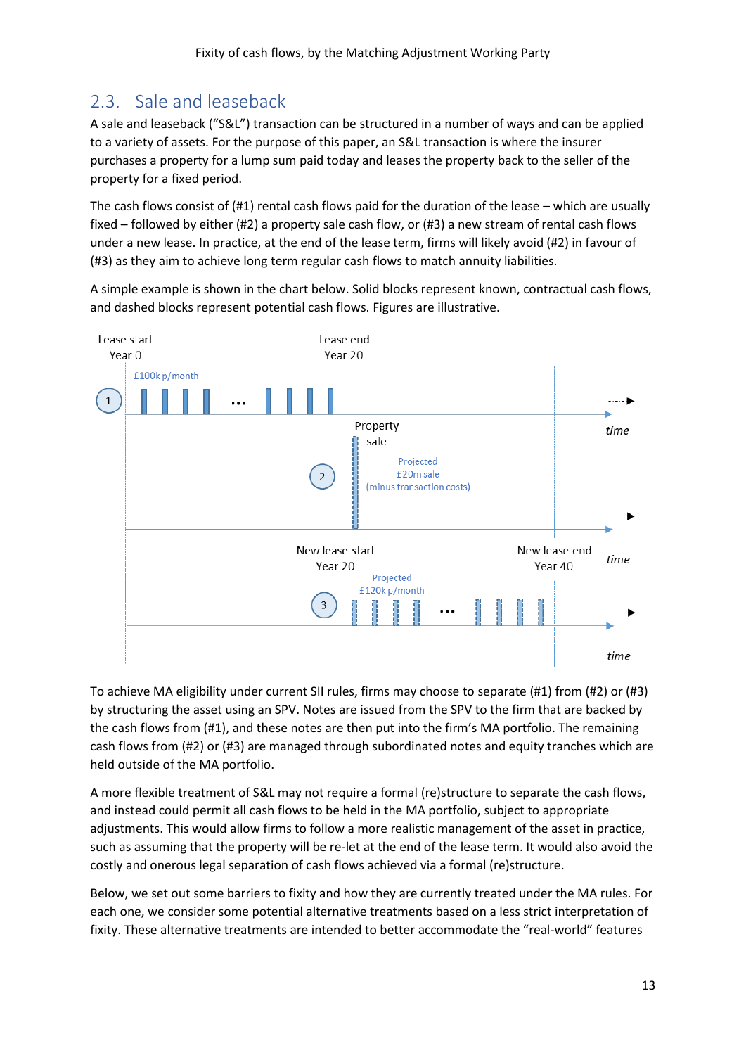## 2.3. Sale and leaseback

A sale and leaseback ("S&L") transaction can be structured in a number of ways and can be applied to a variety of assets. For the purpose of this paper, an S&L transaction is where the insurer purchases a property for a lump sum paid today and leases the property back to the seller of the property for a fixed period.

The cash flows consist of (#1) rental cash flows paid for the duration of the lease – which are usually fixed – followed by either (#2) a property sale cash flow, or (#3) a new stream of rental cash flows under a new lease. In practice, at the end of the lease term, firms will likely avoid (#2) in favour of (#3) as they aim to achieve long term regular cash flows to match annuity liabilities.

A simple example is shown in the chart below. Solid blocks represent known, contractual cash flows, and dashed blocks represent potential cash flows. Figures are illustrative.

To achieve MA eligibility under current SII rules, firms may choose to separate (#1) from (#2) or (#3) by structuring the asset using an SPV. Notes are issued from the SPV to the firm that are backed by the cash flows from (#1), and these notes are then put into the firm's MA portfolio. The remaining cash flows from (#2) or (#3) are managed through subordinated notes and equity tranches which are held outside of the MA portfolio.

A more flexible treatment of S&L may not require a formal (re)structure to separate the cash flows, and instead could permit all cash flows to be held in the MA portfolio, subject to appropriate adjustments. This would allow firms to follow a more realistic management of the asset in practice, such as assuming that the property will be re-let at the end of the lease term. It would also avoid the costly and onerous legal separation of cash flows achieved via a formal (re)structure.

Below, we set out some barriers to fixity and how they are currently treated under the MA rules. For each one, we consider some potential alternative treatments based on a less strict interpretation of fixity. These alternative treatments are intended to better accommodate the "real-world" features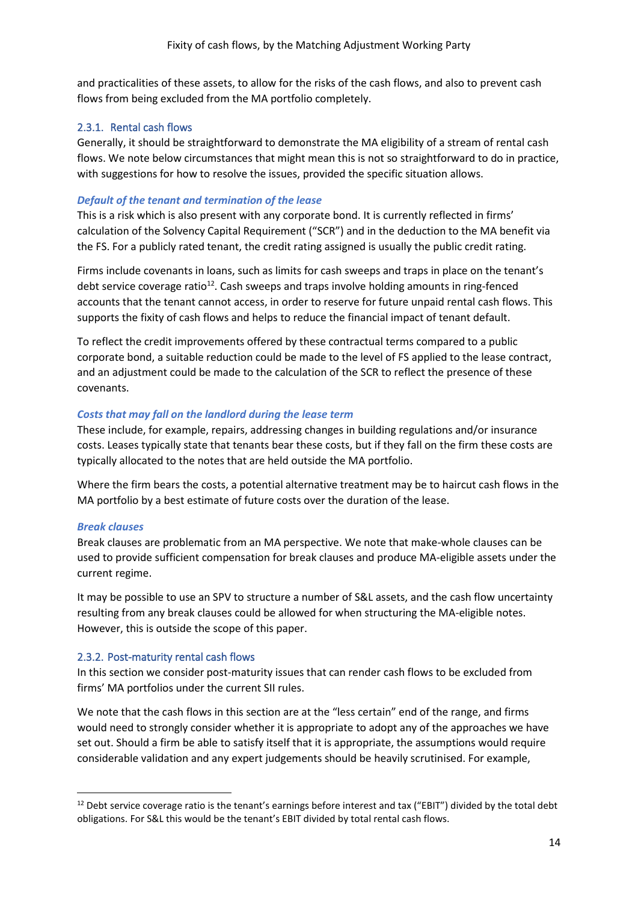and practicalities of these assets, to allow for the risks of the cash flows, and also to prevent cash flows from being excluded from the MA portfolio completely.

### 2.3.1. Rental cash flows

Generally, it should be straightforward to demonstrate the MA eligibility of a stream of rental cash flows. We note below circumstances that might mean this is not so straightforward to do in practice, with suggestions for how to resolve the issues, provided the specific situation allows.

#### *Default of the tenant and termination of the lease*

This is a risk which is also present with any corporate bond. It is currently reflected in firms' calculation of the Solvency Capital Requirement ("SCR") and in the deduction to the MA benefit via the FS. For a publicly rated tenant, the credit rating assigned is usually the public credit rating.

Firms include covenants in loans, such as limits for cash sweeps and traps in place on the tenant's debt service coverage ratio[12]. Cash sweeps and traps involve holding amounts in ring-fenced accounts that the tenant cannot access, in order to reserve for future unpaid rental cash flows. This supports the fixity of cash flows and helps to reduce the financial impact of tenant default.

To reflect the credit improvements offered by these contractual terms compared to a public corporate bond, a suitable reduction could be made to the level of FS applied to the lease contract, and an adjustment could be made to the calculation of the SCR to reflect the presence of these covenants.

#### *Costs that may fall on the landlord during the lease term*

These include, for example, repairs, addressing changes in building regulations and/or insurance costs. Leases typically state that tenants bear these costs, but if they fall on the firm these costs are typically allocated to the notes that are held outside the MA portfolio.

Where the firm bears the costs, a potential alternative treatment may be to haircut cash flows in the MA portfolio by a best estimate of future costs over the duration of the lease.

#### *Break clauses*

Break clauses are problematic from an MA perspective. We note that make-whole clauses can be used to provide sufficient compensation for break clauses and produce MA-eligible assets under the current regime.

It may be possible to use an SPV to structure a number of S&L assets, and the cash flow uncertainty resulting from any break clauses could be allowed for when structuring the MA-eligible notes. However, this is outside the scope of this paper.

### 2.3.2. Post-maturity rental cash flows

In this section we consider post-maturity issues that can render cash flows to be excluded from firms' MA portfolios under the current SII rules.

We note that the cash flows in this section are at the "less certain" end of the range, and firms would need to strongly consider whether it is appropriate to adopt any of the approaches we have set out. Should a firm be able to satisfy itself that it is appropriate, the assumptions would require considerable validation and any expert judgements should be heavily scrutinised. For example,

---

[12] Debt service coverage ratio is the tenant's earnings before interest and tax ("EBIT") divided by the total debt obligations. For S&L this would be the tenant's EBIT divided by total rental cash flows.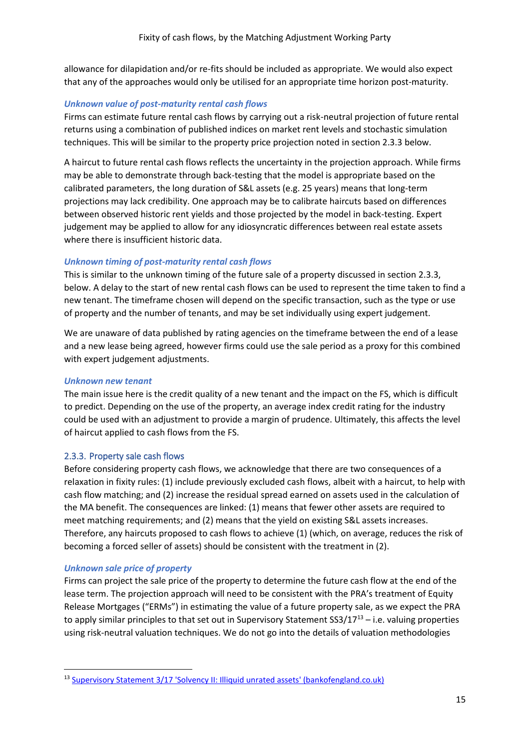allowance for dilapidation and/or re-fits should be included as appropriate. We would also expect that any of the approaches would only be utilised for an appropriate time horizon post-maturity.

*Unknown value of post-maturity rental cash flows*

Firms can estimate future rental cash flows by carrying out a risk-neutral projection of future rental returns using a combination of published indices on market rent levels and stochastic simulation techniques. This will be similar to the property price projection noted in section 2.3.3 below.

A haircut to future rental cash flows reflects the uncertainty in the projection approach. While firms may be able to demonstrate through back-testing that the model is appropriate based on the calibrated parameters, the long duration of S&L assets (e.g. 25 years) means that long-term projections may lack credibility. One approach may be to calibrate haircuts based on differences between observed historic rent yields and those projected by the model in back-testing. Expert judgement may be applied to allow for any idiosyncratic differences between real estate assets where there is insufficient historic data.

*Unknown timing of post-maturity rental cash flows*

This is similar to the unknown timing of the future sale of a property discussed in section 2.3.3, below. A delay to the start of new rental cash flows can be used to represent the time taken to find a new tenant. The timeframe chosen will depend on the specific transaction, such as the type or use of property and the number of tenants, and may be set individually using expert judgement.

We are unaware of data published by rating agencies on the timeframe between the end of a lease and a new lease being agreed, however firms could use the sale period as a proxy for this combined with expert judgement adjustments.

*Unknown new tenant*

The main issue here is the credit quality of a new tenant and the impact on the FS, which is difficult to predict. Depending on the use of the property, an average index credit rating for the industry could be used with an adjustment to provide a margin of prudence. Ultimately, this affects the level of haircut applied to cash flows from the FS.

### 2.3.3. Property sale cash flows

Before considering property cash flows, we acknowledge that there are two consequences of a relaxation in fixity rules: (1) include previously excluded cash flows, albeit with a haircut, to help with cash flow matching; and (2) increase the residual spread earned on assets used in the calculation of the MA benefit. The consequences are linked: (1) means that fewer other assets are required to meet matching requirements; and (2) means that the yield on existing S&L assets increases. Therefore, any haircuts proposed to cash flows to achieve (1) (which, on average, reduces the risk of becoming a forced seller of assets) should be consistent with the treatment in (2).

*Unknown sale price of property*

Firms can project the sale price of the property to determine the future cash flow at the end of the lease term. The projection approach will need to be consistent with the PRA's treatment of Equity Release Mortgages ("ERMs") in estimating the value of a future property sale, as we expect the PRA to apply similar principles to that set out in Supervisory Statement SS3/17[13] – i.e. valuing properties using risk-neutral valuation techniques. We do not go into the details of valuation methodologies

[13] Supervisory Statement 3/17 'Solvency II: Illiquid unrated assets' (bankofengland.co.uk)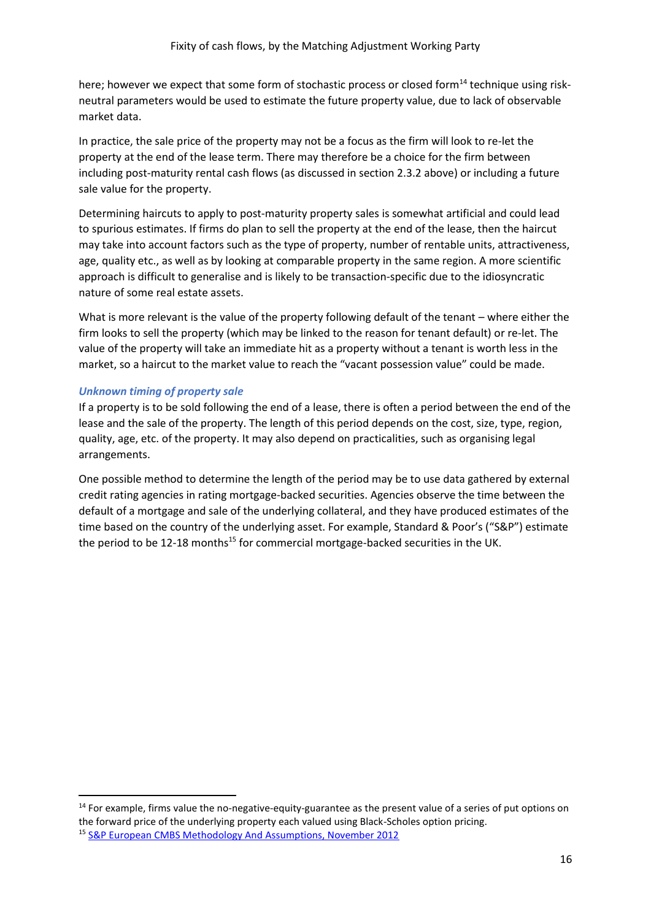here; however we expect that some form of stochastic process or closed form[14] technique using risk-neutral parameters would be used to estimate the future property value, due to lack of observable market data.

In practice, the sale price of the property may not be a focus as the firm will look to re-let the property at the end of the lease term. There may therefore be a choice for the firm between including post-maturity rental cash flows (as discussed in section 2.3.2 above) or including a future sale value for the property.

Determining haircuts to apply to post-maturity property sales is somewhat artificial and could lead to spurious estimates. If firms do plan to sell the property at the end of the lease, then the haircut may take into account factors such as the type of property, number of rentable units, attractiveness, age, quality etc., as well as by looking at comparable property in the same region. A more scientific approach is difficult to generalise and is likely to be transaction-specific due to the idiosyncratic nature of some real estate assets.

What is more relevant is the value of the property following default of the tenant – where either the firm looks to sell the property (which may be linked to the reason for tenant default) or re-let. The value of the property will take an immediate hit as a property without a tenant is worth less in the market, so a haircut to the market value to reach the "vacant possession value" could be made.

#### *Unknown timing of property sale*

If a property is to be sold following the end of a lease, there is often a period between the end of the lease and the sale of the property. The length of this period depends on the cost, size, type, region, quality, age, etc. of the property. It may also depend on practicalities, such as organising legal arrangements.

One possible method to determine the length of the period may be to use data gathered by external credit rating agencies in rating mortgage-backed securities. Agencies observe the time between the default of a mortgage and sale of the underlying collateral, and they have produced estimates of the time based on the country of the underlying asset. For example, Standard & Poor's ("S&P") estimate the period to be 12-18 months[15] for commercial mortgage-backed securities in the UK.

---

[14] For example, firms value the no-negative-equity-guarantee as the present value of a series of put options on the forward price of the underlying property each valued using Black-Scholes option pricing.

[15] S&P European CMBS Methodology And Assumptions, November 2012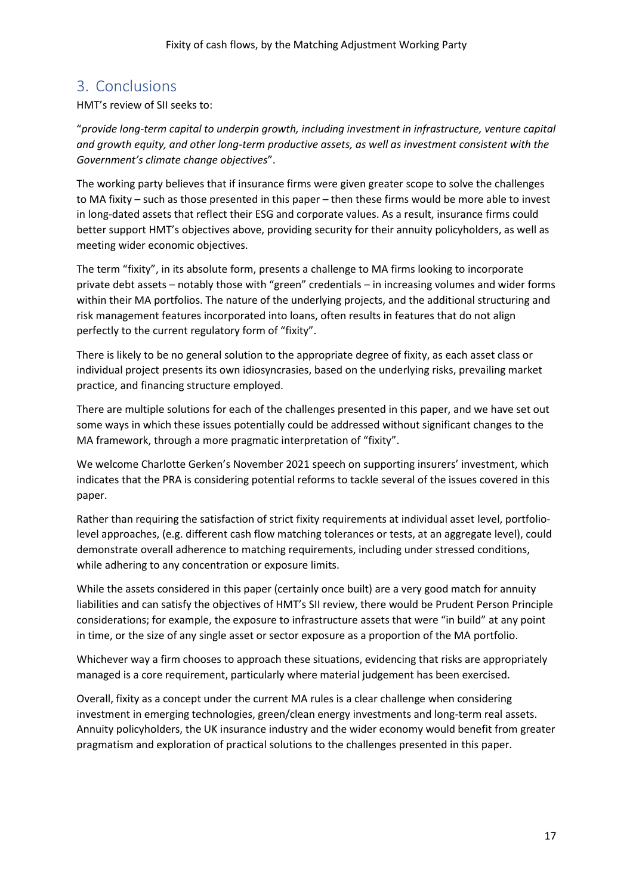## 3. Conclusions

HMT's review of SII seeks to:

"*provide long-term capital to underpin growth, including investment in infrastructure, venture capital and growth equity, and other long-term productive assets, as well as investment consistent with the Government's climate change objectives*".

The working party believes that if insurance firms were given greater scope to solve the challenges to MA fixity – such as those presented in this paper – then these firms would be more able to invest in long-dated assets that reflect their ESG and corporate values. As a result, insurance firms could better support HMT's objectives above, providing security for their annuity policyholders, as well as meeting wider economic objectives.

The term "fixity", in its absolute form, presents a challenge to MA firms looking to incorporate private debt assets – notably those with "green" credentials – in increasing volumes and wider forms within their MA portfolios. The nature of the underlying projects, and the additional structuring and risk management features incorporated into loans, often results in features that do not align perfectly to the current regulatory form of "fixity".

There is likely to be no general solution to the appropriate degree of fixity, as each asset class or individual project presents its own idiosyncrasies, based on the underlying risks, prevailing market practice, and financing structure employed.

There are multiple solutions for each of the challenges presented in this paper, and we have set out some ways in which these issues potentially could be addressed without significant changes to the MA framework, through a more pragmatic interpretation of "fixity".

We welcome Charlotte Gerken's November 2021 speech on supporting insurers' investment, which indicates that the PRA is considering potential reforms to tackle several of the issues covered in this paper.

Rather than requiring the satisfaction of strict fixity requirements at individual asset level, portfolio-level approaches, (e.g. different cash flow matching tolerances or tests, at an aggregate level), could demonstrate overall adherence to matching requirements, including under stressed conditions, while adhering to any concentration or exposure limits.

While the assets considered in this paper (certainly once built) are a very good match for annuity liabilities and can satisfy the objectives of HMT's SII review, there would be Prudent Person Principle considerations; for example, the exposure to infrastructure assets that were "in build" at any point in time, or the size of any single asset or sector exposure as a proportion of the MA portfolio.

Whichever way a firm chooses to approach these situations, evidencing that risks are appropriately managed is a core requirement, particularly where material judgement has been exercised.

Overall, fixity as a concept under the current MA rules is a clear challenge when considering investment in emerging technologies, green/clean energy investments and long-term real assets. Annuity policyholders, the UK insurance industry and the wider economy would benefit from greater pragmatism and exploration of practical solutions to the challenges presented in this paper.